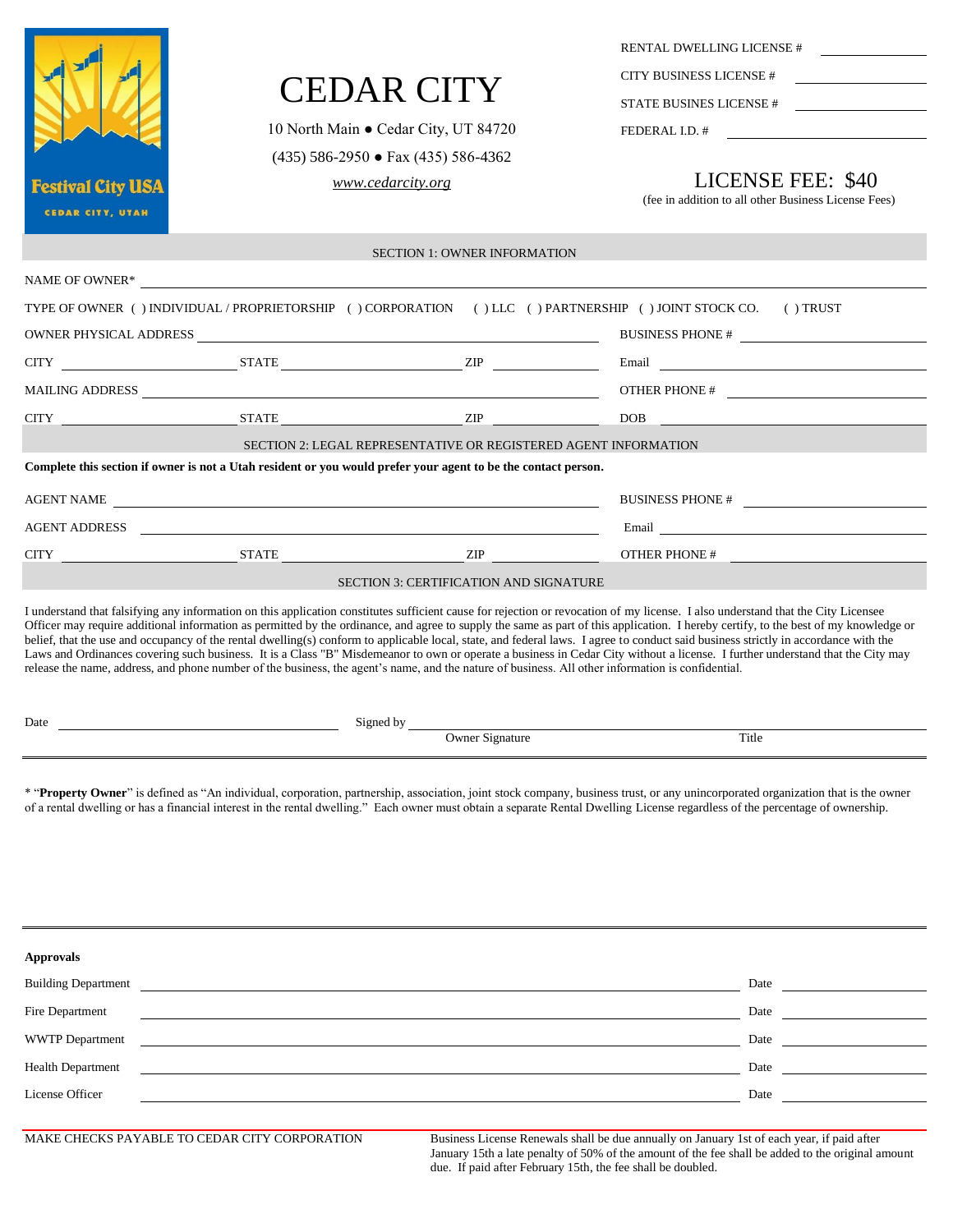Festival City USA
CEDAR CITY, UTAH

# CEDAR CITY

10 North Main ● Cedar City, UT 84720

(435) 586-2950 ● Fax (435) 586-4362

*www.cedarcity.org*

RENTAL DWELLING LICENSE # ____________

CITY BUSINESS LICENSE # ____________

STATE BUSINES LICENSE # ____________

FEDERAL I.D. # ____________

## LICENSE FEE: $40

(fee in addition to all other Business License Fees)

### SECTION 1: OWNER INFORMATION

NAME OF OWNER* ____________________________________________

TYPE OF OWNER ( ) INDIVIDUAL / PROPRIETORSHIP ( ) CORPORATION ( ) LLC ( ) PARTNERSHIP ( ) JOINT STOCK CO. ( ) TRUST

OWNER PHYSICAL ADDRESS ____________________ BUSINESS PHONE # ____________

CITY ____________ STATE ____________ ZIP ____________ Email ____________

MAILING ADDRESS ____________________ OTHER PHONE # ____________

CITY ____________ STATE ____________ ZIP ____________ DOB ____________

### SECTION 2: LEGAL REPRESENTATIVE OR REGISTERED AGENT INFORMATION

**Complete this section if owner is not a Utah resident or you would prefer your agent to be the contact person.**

AGENT NAME ____________________ BUSINESS PHONE # ____________

AGENT ADDRESS ____________________ Email ____________

CITY ____________ STATE ____________ ZIP ____________ OTHER PHONE # ____________

### SECTION 3: CERTIFICATION AND SIGNATURE

I understand that falsifying any information on this application constitutes sufficient cause for rejection or revocation of my license. I also understand that the City Licensee Officer may require additional information as permitted by the ordinance, and agree to supply the same as part of this application. I hereby certify, to the best of my knowledge or belief, that the use and occupancy of the rental dwelling(s) conform to applicable local, state, and federal laws. I agree to conduct said business strictly in accordance with the Laws and Ordinances covering such business. It is a Class "B" Misdemeanor to own or operate a business in Cedar City without a license. I further understand that the City may release the name, address, and phone number of the business, the agent's name, and the nature of business. All other information is confidential.

Date ____________ Signed by ____________________

Owner Signature Title

---

* "**Property Owner**" is defined as "An individual, corporation, partnership, association, joint stock company, business trust, or any unincorporated organization that is the owner of a rental dwelling or has a financial interest in the rental dwelling." Each owner must obtain a separate Rental Dwelling License regardless of the percentage of ownership.

---

**Approvals**

Building Department ____________________ Date ____________

Fire Department ____________________ Date ____________

WWTP Department ____________________ Date ____________

Health Department ____________________ Date ____________

License Officer ____________________ Date ____________

MAKE CHECKS PAYABLE TO CEDAR CITY CORPORATION

Business License Renewals shall be due annually on January 1st of each year, if paid after January 15th a late penalty of 50% of the amount of the fee shall be added to the original amount due. If paid after February 15th, the fee shall be doubled.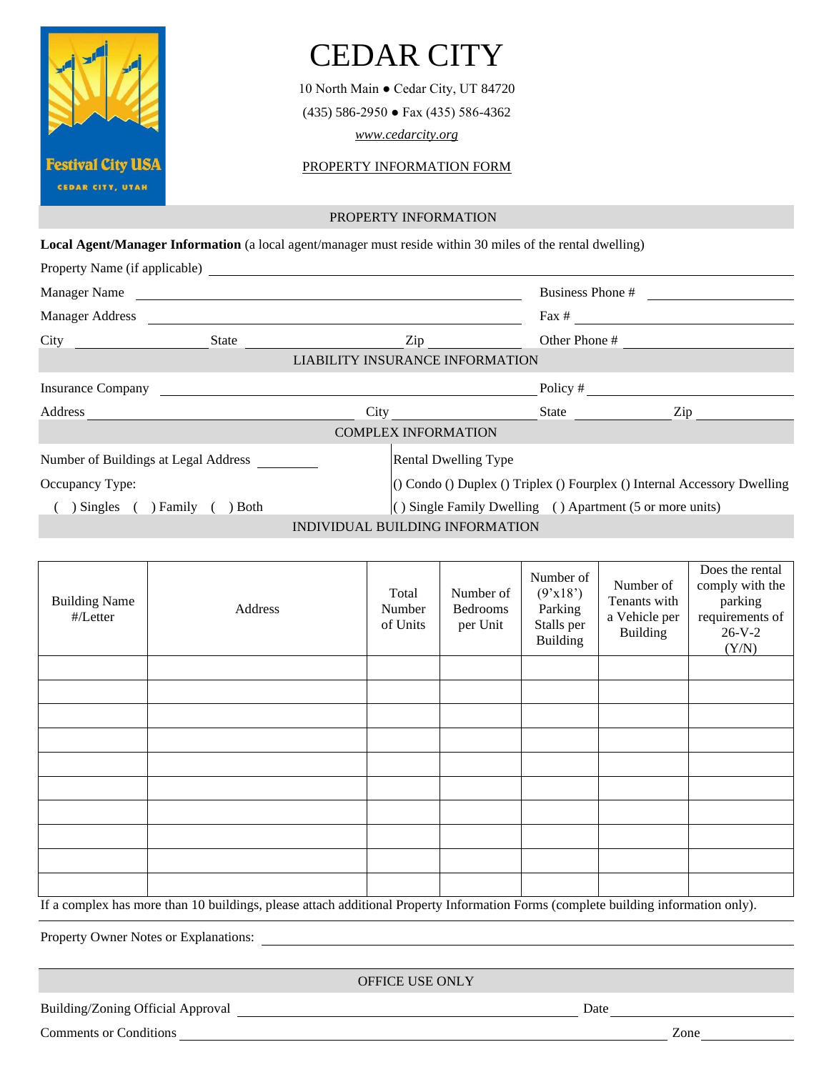# CEDAR CITY

10 North Main ● Cedar City, UT 84720

(435) 586-2950 ● Fax (435) 586-4362

*www.cedarcity.org*

PROPERTY INFORMATION FORM

## PROPERTY INFORMATION

**Local Agent/Manager Information** (a local agent/manager must reside within 30 miles of the rental dwelling)

Property Name (if applicable) ______________________________

Manager Name ______________________________ Business Phone # ______________

Manager Address ______________________________ Fax # ______________

City ____________ State ____________ Zip ____________ Other Phone # ______________

## LIABILITY INSURANCE INFORMATION

Insurance Company ______________________________ Policy # ______________

Address ______________________________ City ____________ State ____________ Zip ____________

## COMPLEX INFORMATION

Number of Buildings at Legal Address ________

Occupancy Type:

( ) Singles ( ) Family ( ) Both

Rental Dwelling Type

() Condo () Duplex () Triplex () Fourplex () Internal Accessory Dwelling

( ) Single Family Dwelling ( ) Apartment (5 or more units)

## INDIVIDUAL BUILDING INFORMATION

| Building Name #/Letter | Address | Total Number of Units | Number of Bedrooms per Unit | Number of (9'x18') Parking Stalls per Building | Number of Tenants with a Vehicle per Building | Does the rental comply with the parking requirements of 26-V-2 (Y/N) |
|---|---|---|---|---|---|---|
| | | | | | | |
| | | | | | | |
| | | | | | | |
| | | | | | | |
| | | | | | | |
| | | | | | | |
| | | | | | | |
| | | | | | | |
| | | | | | | |
| | | | | | | |

If a complex has more than 10 buildings, please attach additional Property Information Forms (complete building information only).

Property Owner Notes or Explanations: ______________________________

## OFFICE USE ONLY

Building/Zoning Official Approval ______________________________ Date ______________

Comments or Conditions ______________________________ Zone ______________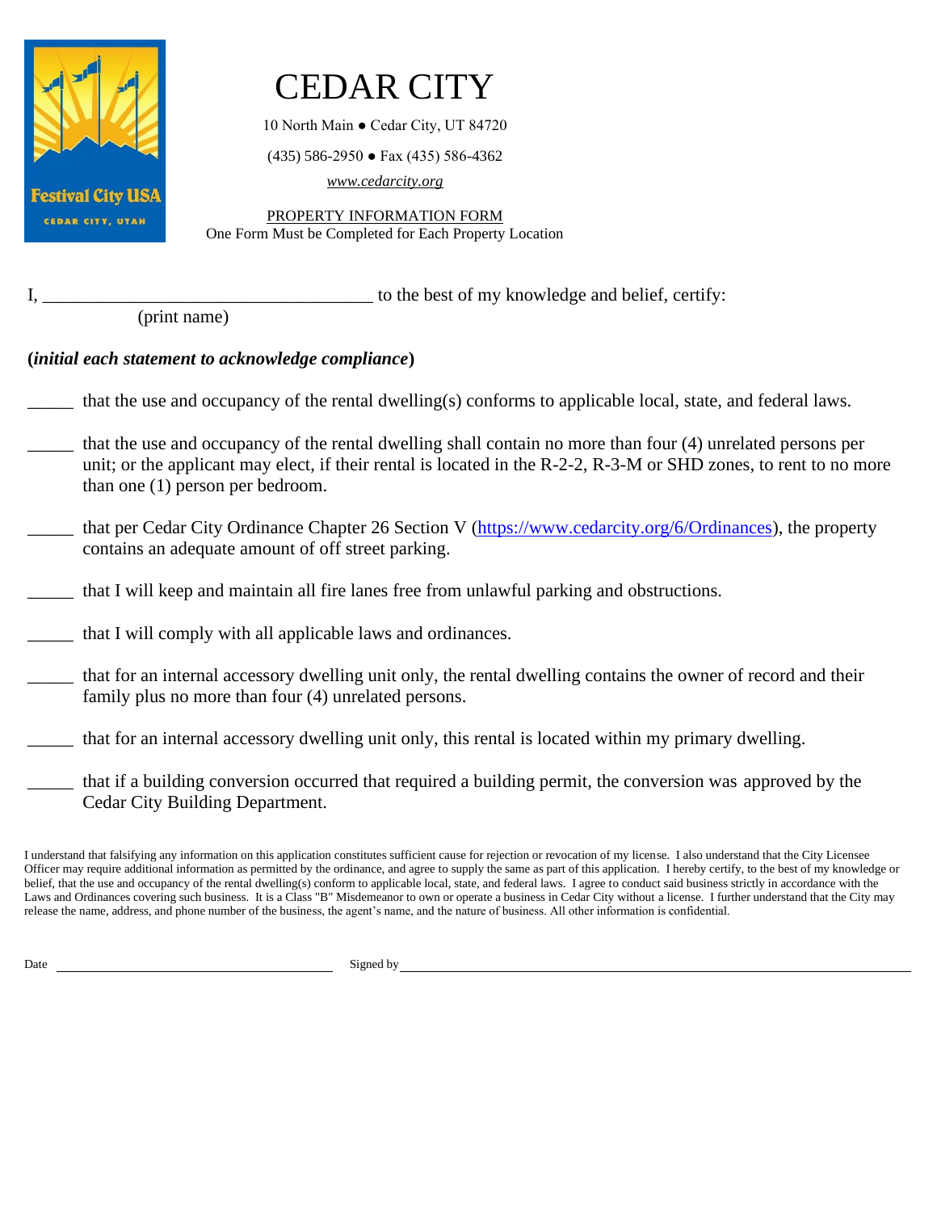Festival City USA
CEDAR CITY, UTAH

# CEDAR CITY

10 North Main ● Cedar City, UT 84720

(435) 586-2950 ● Fax (435) 586-4362

www.cedarcity.org

PROPERTY INFORMATION FORM

One Form Must be Completed for Each Property Location

I, ___________________________________ to the best of my knowledge and belief, certify:
(print name)

**(*initial each statement to acknowledge compliance*)**

_____ that the use and occupancy of the rental dwelling(s) conforms to applicable local, state, and federal laws.

_____ that the use and occupancy of the rental dwelling shall contain no more than four (4) unrelated persons per unit; or the applicant may elect, if their rental is located in the R-2-2, R-3-M or SHD zones, to rent to no more than one (1) person per bedroom.

_____ that per Cedar City Ordinance Chapter 26 Section V (https://www.cedarcity.org/6/Ordinances), the property contains an adequate amount of off street parking.

_____ that I will keep and maintain all fire lanes free from unlawful parking and obstructions.

_____ that I will comply with all applicable laws and ordinances.

_____ that for an internal accessory dwelling unit only, the rental dwelling contains the owner of record and their family plus no more than four (4) unrelated persons.

_____ that for an internal accessory dwelling unit only, this rental is located within my primary dwelling.

_____ that if a building conversion occurred that required a building permit, the conversion was approved by the Cedar City Building Department.

I understand that falsifying any information on this application constitutes sufficient cause for rejection or revocation of my license. I also understand that the City Licensee Officer may require additional information as permitted by the ordinance, and agree to supply the same as part of this application. I hereby certify, to the best of my knowledge or belief, that the use and occupancy of the rental dwelling(s) conform to applicable local, state, and federal laws. I agree to conduct said business strictly in accordance with the Laws and Ordinances covering such business. It is a Class "B" Misdemeanor to own or operate a business in Cedar City without a license. I further understand that the City may release the name, address, and phone number of the business, the agent's name, and the nature of business. All other information is confidential.

Date ______________________________ Signed by ______________________________________________